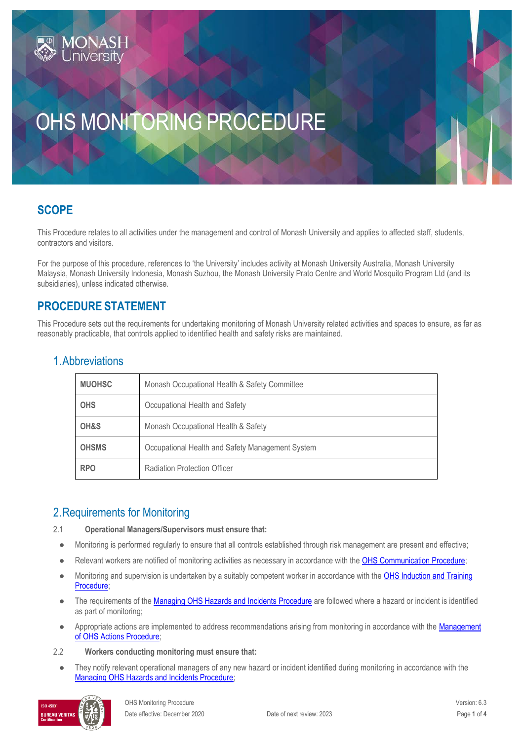# OHS MONITORING PROCEDURE

## SCOPE

This Procedure relates to all activities under the management and control of Monash University and applies to affected staff, students, contractors and visitors.

For the purpose of this procedure, references to 'the University' includes activity at Monash University Australia, Monash University Malaysia, Monash University Indonesia, Monash Suzhou, the Monash University Prato Centre and World Mosquito Program Ltd (and its subsidiaries), unless indicated otherwise.

## PROCEDURE STATEMENT

This Procedure sets out the requirements for undertaking monitoring of Monash University related activities and spaces to ensure, as far as reasonably practicable, that controls applied to identified health and safety risks are maintained.

### 1. Abbreviations

| | |
|---|---|
| **MUOHSC** | Monash Occupational Health & Safety Committee |
| **OHS** | Occupational Health and Safety |
| **OH&S** | Monash Occupational Health & Safety |
| **OHSMS** | Occupational Health and Safety Management System |
| **RPO** | Radiation Protection Officer |

### 2. Requirements for Monitoring

2.1 **Operational Managers/Supervisors must ensure that:**

- Monitoring is performed regularly to ensure that all controls established through risk management are present and effective;
- Relevant workers are notified of monitoring activities as necessary in accordance with the OHS Communication Procedure;
- Monitoring and supervision is undertaken by a suitably competent worker in accordance with the OHS Induction and Training Procedure;
- The requirements of the Managing OHS Hazards and Incidents Procedure are followed where a hazard or incident is identified as part of monitoring;
- Appropriate actions are implemented to address recommendations arising from monitoring in accordance with the Management of OHS Actions Procedure;

2.2 **Workers conducting monitoring must ensure that:**

- They notify relevant operational managers of any new hazard or incident identified during monitoring in accordance with the Managing OHS Hazards and Incidents Procedure;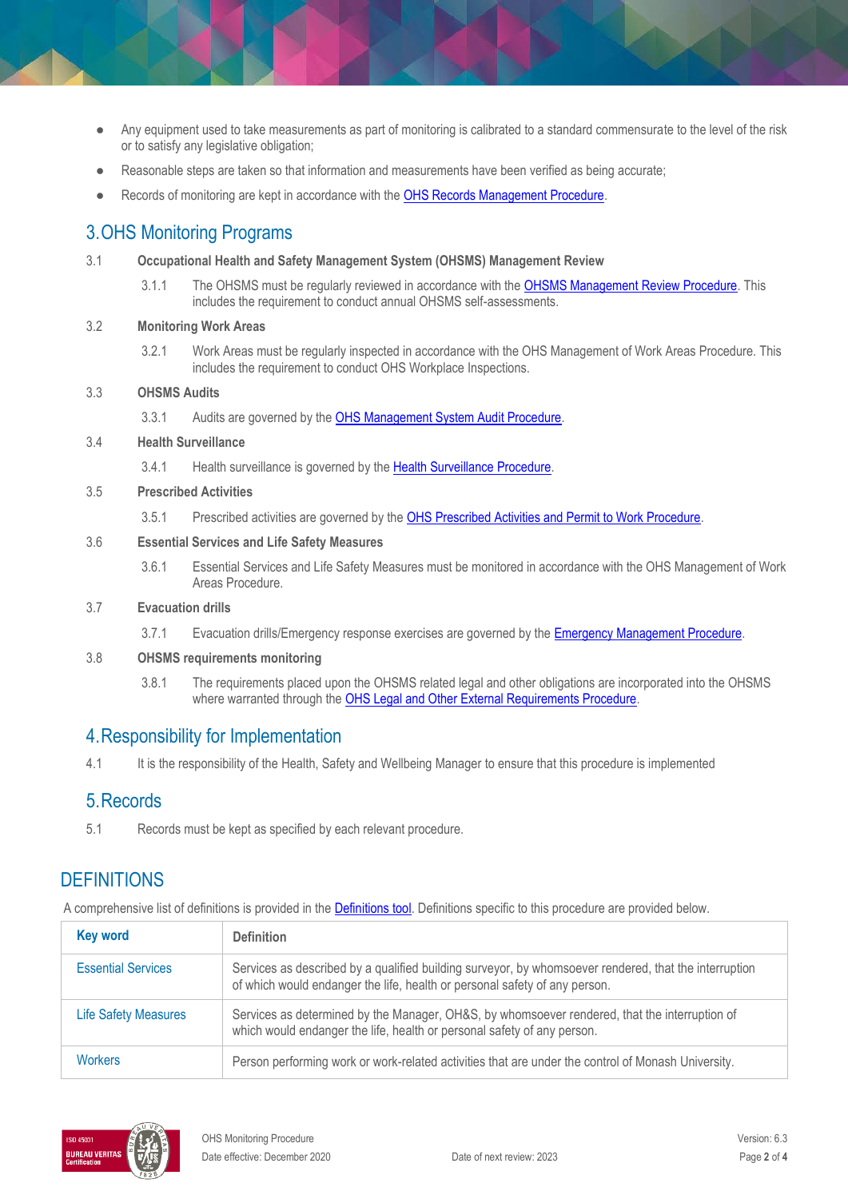- Any equipment used to take measurements as part of monitoring is calibrated to a standard commensurate to the level of the risk or to satisfy any legislative obligation;
- Reasonable steps are taken so that information and measurements have been verified as being accurate;
- Records of monitoring are kept in accordance with the OHS Records Management Procedure.

## 3. OHS Monitoring Programs

3.1 **Occupational Health and Safety Management System (OHSMS) Management Review**

3.1.1 The OHSMS must be regularly reviewed in accordance with the OHSMS Management Review Procedure. This includes the requirement to conduct annual OHSMS self-assessments.

3.2 **Monitoring Work Areas**

3.2.1 Work Areas must be regularly inspected in accordance with the OHS Management of Work Areas Procedure. This includes the requirement to conduct OHS Workplace Inspections.

3.3 **OHSMS Audits**

3.3.1 Audits are governed by the OHS Management System Audit Procedure.

3.4 **Health Surveillance**

3.4.1 Health surveillance is governed by the Health Surveillance Procedure.

3.5 **Prescribed Activities**

3.5.1 Prescribed activities are governed by the OHS Prescribed Activities and Permit to Work Procedure.

3.6 **Essential Services and Life Safety Measures**

3.6.1 Essential Services and Life Safety Measures must be monitored in accordance with the OHS Management of Work Areas Procedure.

3.7 **Evacuation drills**

3.7.1 Evacuation drills/Emergency response exercises are governed by the Emergency Management Procedure.

3.8 **OHSMS requirements monitoring**

3.8.1 The requirements placed upon the OHSMS related legal and other obligations are incorporated into the OHSMS where warranted through the OHS Legal and Other External Requirements Procedure.

## 4. Responsibility for Implementation

4.1 It is the responsibility of the Health, Safety and Wellbeing Manager to ensure that this procedure is implemented

## 5. Records

5.1 Records must be kept as specified by each relevant procedure.

## DEFINITIONS

A comprehensive list of definitions is provided in the Definitions tool. Definitions specific to this procedure are provided below.

| Key word | Definition |
|---|---|
| Essential Services | Services as described by a qualified building surveyor, by whomsoever rendered, that the interruption of which would endanger the life, health or personal safety of any person. |
| Life Safety Measures | Services as determined by the Manager, OH&S, by whomsoever rendered, that the interruption of which would endanger the life, health or personal safety of any person. |
| Workers | Person performing work or work-related activities that are under the control of Monash University. |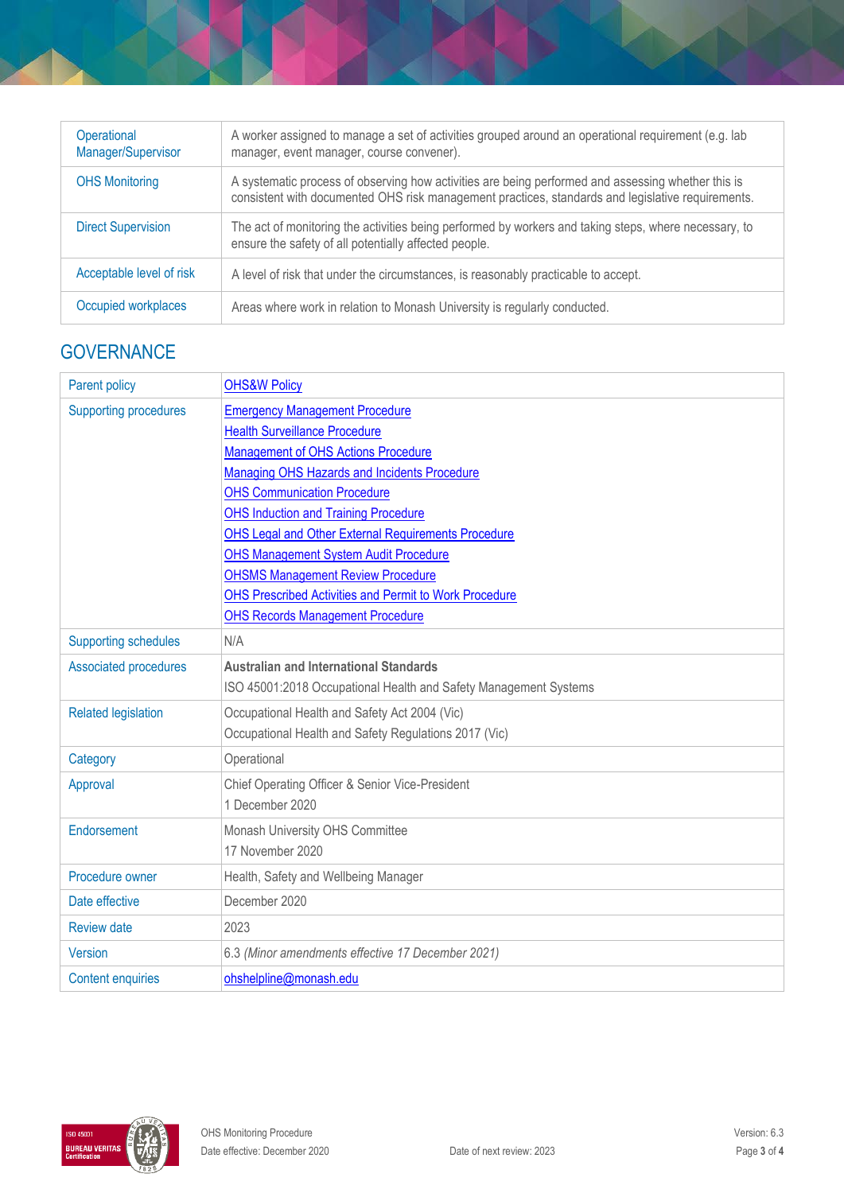| | |
|---|---|
| Operational Manager/Supervisor | A worker assigned to manage a set of activities grouped around an operational requirement (e.g. lab manager, event manager, course convener). |
| OHS Monitoring | A systematic process of observing how activities are being performed and assessing whether this is consistent with documented OHS risk management practices, standards and legislative requirements. |
| Direct Supervision | The act of monitoring the activities being performed by workers and taking steps, where necessary, to ensure the safety of all potentially affected people. |
| Acceptable level of risk | A level of risk that under the circumstances, is reasonably practicable to accept. |
| Occupied workplaces | Areas where work in relation to Monash University is regularly conducted. |

## GOVERNANCE

| | |
|---|---|
| Parent policy | OHS&W Policy |
| Supporting procedures | Emergency Management Procedure<br>Health Surveillance Procedure<br>Management of OHS Actions Procedure<br>Managing OHS Hazards and Incidents Procedure<br>OHS Communication Procedure<br>OHS Induction and Training Procedure<br>OHS Legal and Other External Requirements Procedure<br>OHS Management System Audit Procedure<br>OHSMS Management Review Procedure<br>OHS Prescribed Activities and Permit to Work Procedure<br>OHS Records Management Procedure |
| Supporting schedules | N/A |
| Associated procedures | **Australian and International Standards**<br>ISO 45001:2018 Occupational Health and Safety Management Systems |
| Related legislation | Occupational Health and Safety Act 2004 (Vic)<br>Occupational Health and Safety Regulations 2017 (Vic) |
| Category | Operational |
| Approval | Chief Operating Officer & Senior Vice-President<br>1 December 2020 |
| Endorsement | Monash University OHS Committee<br>17 November 2020 |
| Procedure owner | Health, Safety and Wellbeing Manager |
| Date effective | December 2020 |
| Review date | 2023 |
| Version | 6.3 *(Minor amendments effective 17 December 2021)* |
| Content enquiries | ohshelpline@monash.edu |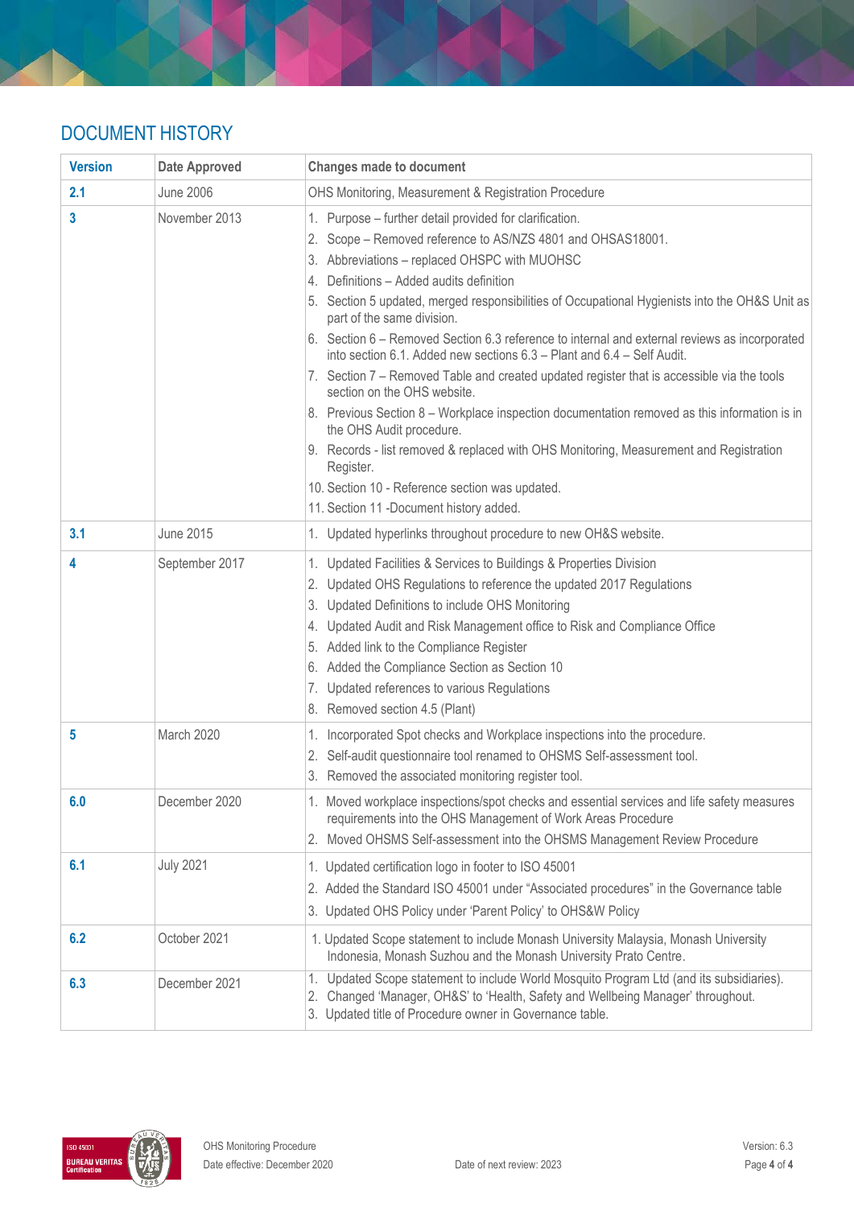# DOCUMENT HISTORY

| Version | Date Approved | Changes made to document |
|---|---|---|
| 2.1 | June 2006 | OHS Monitoring, Measurement & Registration Procedure |
| 3 | November 2013 | 1. Purpose – further detail provided for clarification.<br>2. Scope – Removed reference to AS/NZS 4801 and OHSAS18001.<br>3. Abbreviations – replaced OHSPC with MUOHSC<br>4. Definitions – Added audits definition<br>5. Section 5 updated, merged responsibilities of Occupational Hygienists into the OH&S Unit as part of the same division.<br>6. Section 6 – Removed Section 6.3 reference to internal and external reviews as incorporated into section 6.1. Added new sections 6.3 – Plant and 6.4 – Self Audit.<br>7. Section 7 – Removed Table and created updated register that is accessible via the tools section on the OHS website.<br>8. Previous Section 8 – Workplace inspection documentation removed as this information is in the OHS Audit procedure.<br>9. Records - list removed & replaced with OHS Monitoring, Measurement and Registration Register.<br>10. Section 10 - Reference section was updated.<br>11. Section 11 -Document history added. |
| 3.1 | June 2015 | 1. Updated hyperlinks throughout procedure to new OH&S website. |
| 4 | September 2017 | 1. Updated Facilities & Services to Buildings & Properties Division<br>2. Updated OHS Regulations to reference the updated 2017 Regulations<br>3. Updated Definitions to include OHS Monitoring<br>4. Updated Audit and Risk Management office to Risk and Compliance Office<br>5. Added link to the Compliance Register<br>6. Added the Compliance Section as Section 10<br>7. Updated references to various Regulations<br>8. Removed section 4.5 (Plant) |
| 5 | March 2020 | 1. Incorporated Spot checks and Workplace inspections into the procedure.<br>2. Self-audit questionnaire tool renamed to OHSMS Self-assessment tool.<br>3. Removed the associated monitoring register tool. |
| 6.0 | December 2020 | 1. Moved workplace inspections/spot checks and essential services and life safety measures requirements into the OHS Management of Work Areas Procedure<br>2. Moved OHSMS Self-assessment into the OHSMS Management Review Procedure |
| 6.1 | July 2021 | 1. Updated certification logo in footer to ISO 45001<br>2. Added the Standard ISO 45001 under "Associated procedures" in the Governance table<br>3. Updated OHS Policy under 'Parent Policy' to OHS&W Policy |
| 6.2 | October 2021 | 1. Updated Scope statement to include Monash University Malaysia, Monash University Indonesia, Monash Suzhou and the Monash University Prato Centre. |
| 6.3 | December 2021 | 1. Updated Scope statement to include World Mosquito Program Ltd (and its subsidiaries).<br>2. Changed 'Manager, OH&S' to 'Health, Safety and Wellbeing Manager' throughout.<br>3. Updated title of Procedure owner in Governance table. |